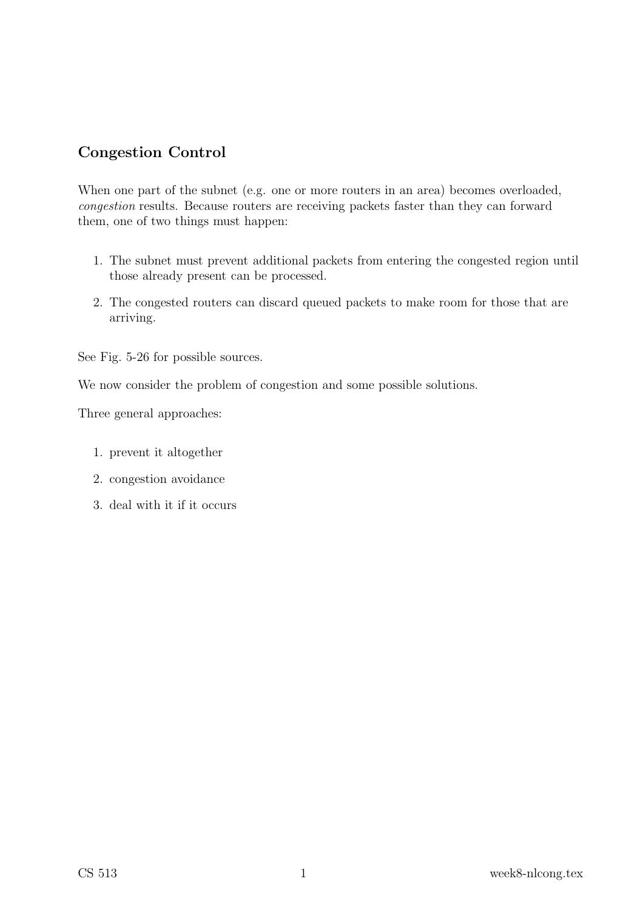## Congestion Control

When one part of the subnet (e.g. one or more routers in an area) becomes overloaded, *congestion* results. Because routers are receiving packets faster than they can forward them, one of two things must happen:

1. The subnet must prevent additional packets from entering the congested region until those already present can be processed.
2. The congested routers can discard queued packets to make room for those that are arriving.

See Fig. 5-26 for possible sources.

We now consider the problem of congestion and some possible solutions.

Three general approaches:

1. prevent it altogether
2. congestion avoidance
3. deal with it if it occurs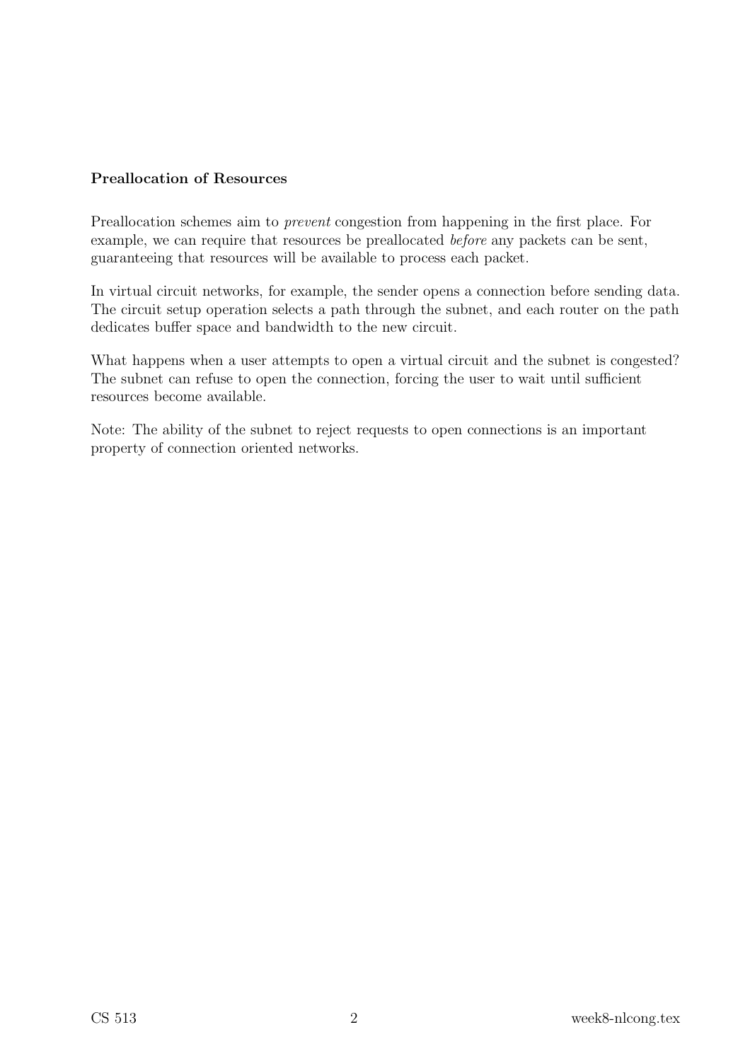**Preallocation of Resources**

Preallocation schemes aim to *prevent* congestion from happening in the first place. For example, we can require that resources be preallocated *before* any packets can be sent, guaranteeing that resources will be available to process each packet.

In virtual circuit networks, for example, the sender opens a connection before sending data. The circuit setup operation selects a path through the subnet, and each router on the path dedicates buffer space and bandwidth to the new circuit.

What happens when a user attempts to open a virtual circuit and the subnet is congested? The subnet can refuse to open the connection, forcing the user to wait until sufficient resources become available.

Note: The ability of the subnet to reject requests to open connections is an important property of connection oriented networks.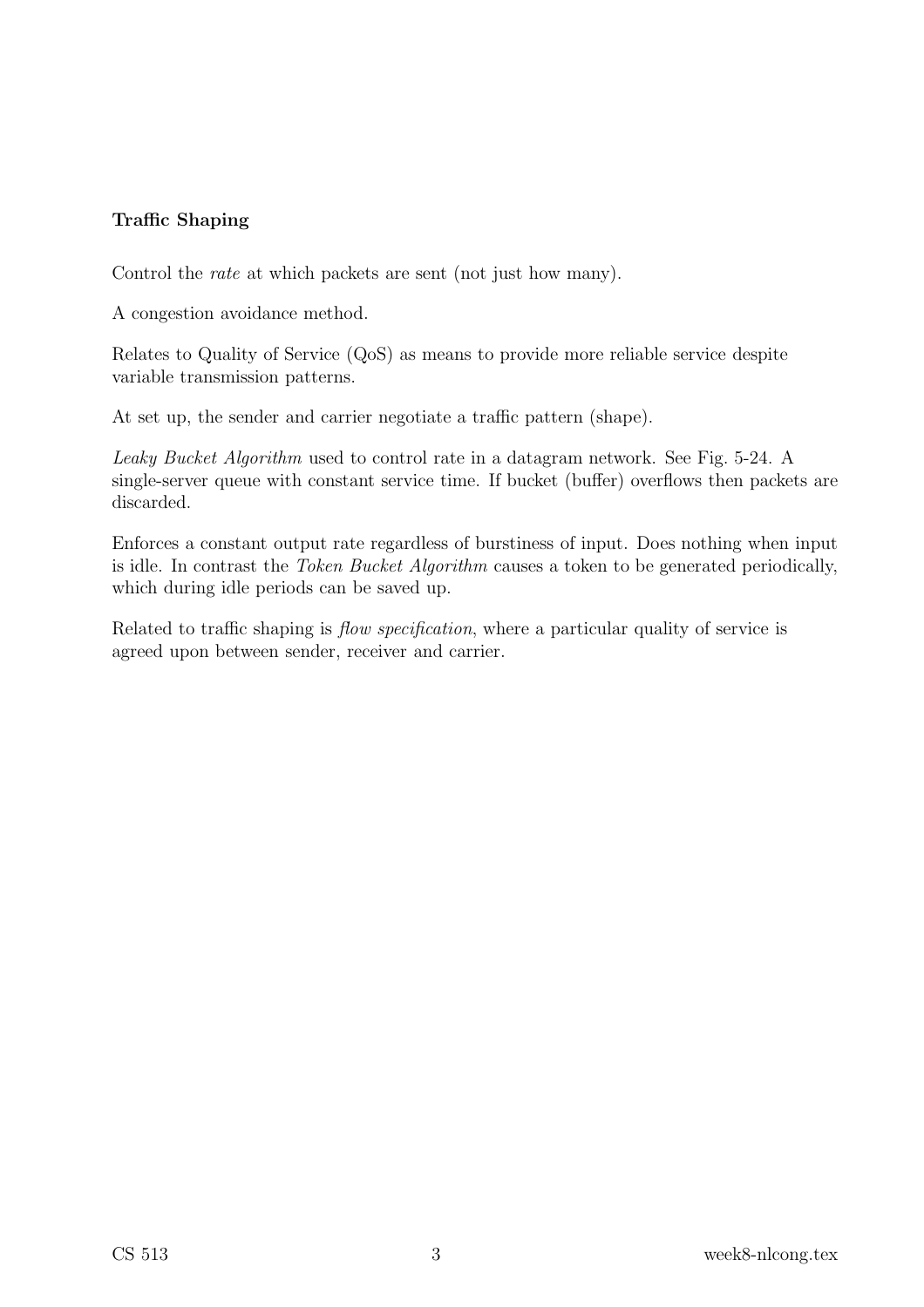**Traffic Shaping**

Control the *rate* at which packets are sent (not just how many).

A congestion avoidance method.

Relates to Quality of Service (QoS) as means to provide more reliable service despite variable transmission patterns.

At set up, the sender and carrier negotiate a traffic pattern (shape).

*Leaky Bucket Algorithm* used to control rate in a datagram network. See Fig. 5-24. A single-server queue with constant service time. If bucket (buffer) overflows then packets are discarded.

Enforces a constant output rate regardless of burstiness of input. Does nothing when input is idle. In contrast the *Token Bucket Algorithm* causes a token to be generated periodically, which during idle periods can be saved up.

Related to traffic shaping is *flow specification*, where a particular quality of service is agreed upon between sender, receiver and carrier.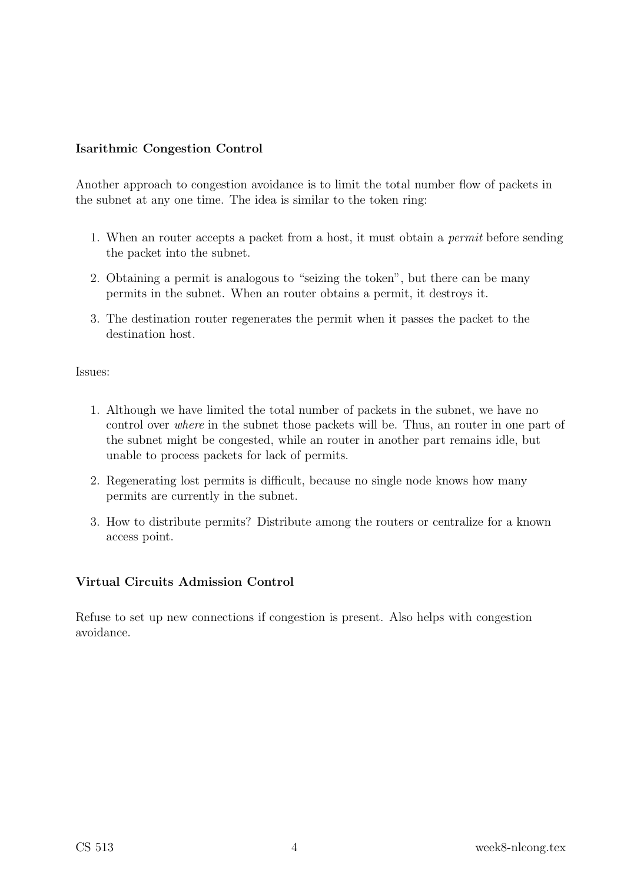**Isarithmic Congestion Control**

Another approach to congestion avoidance is to limit the total number flow of packets in the subnet at any one time. The idea is similar to the token ring:

1. When an router accepts a packet from a host, it must obtain a *permit* before sending the packet into the subnet.
2. Obtaining a permit is analogous to "seizing the token", but there can be many permits in the subnet. When an router obtains a permit, it destroys it.
3. The destination router regenerates the permit when it passes the packet to the destination host.

Issues:

1. Although we have limited the total number of packets in the subnet, we have no control over *where* in the subnet those packets will be. Thus, an router in one part of the subnet might be congested, while an router in another part remains idle, but unable to process packets for lack of permits.
2. Regenerating lost permits is difficult, because no single node knows how many permits are currently in the subnet.
3. How to distribute permits? Distribute among the routers or centralize for a known access point.

**Virtual Circuits Admission Control**

Refuse to set up new connections if congestion is present. Also helps with congestion avoidance.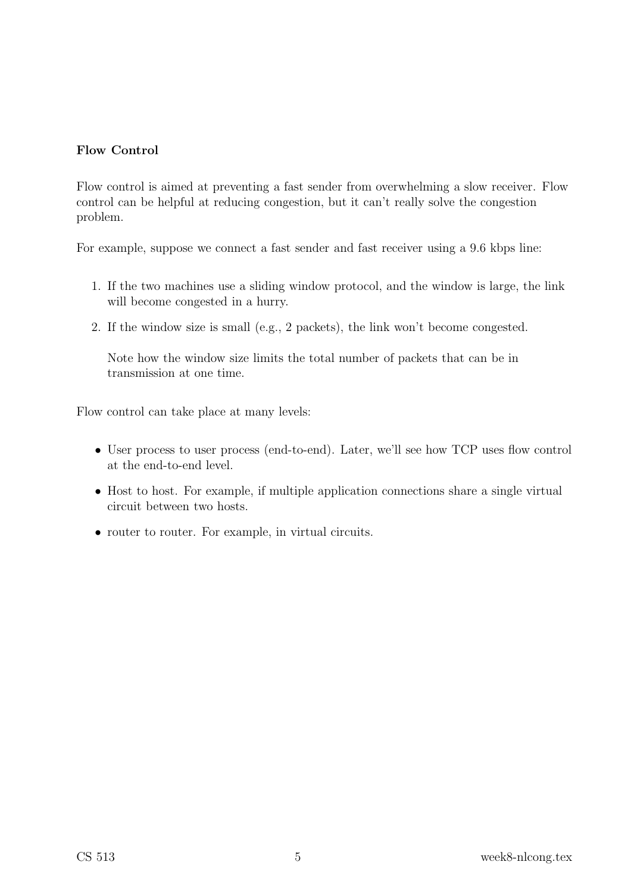**Flow Control**

Flow control is aimed at preventing a fast sender from overwhelming a slow receiver. Flow control can be helpful at reducing congestion, but it can't really solve the congestion problem.

For example, suppose we connect a fast sender and fast receiver using a 9.6 kbps line:

1. If the two machines use a sliding window protocol, and the window is large, the link will become congested in a hurry.
2. If the window size is small (e.g., 2 packets), the link won't become congested.

   Note how the window size limits the total number of packets that can be in transmission at one time.

Flow control can take place at many levels:

- User process to user process (end-to-end). Later, we'll see how TCP uses flow control at the end-to-end level.
- Host to host. For example, if multiple application connections share a single virtual circuit between two hosts.
- router to router. For example, in virtual circuits.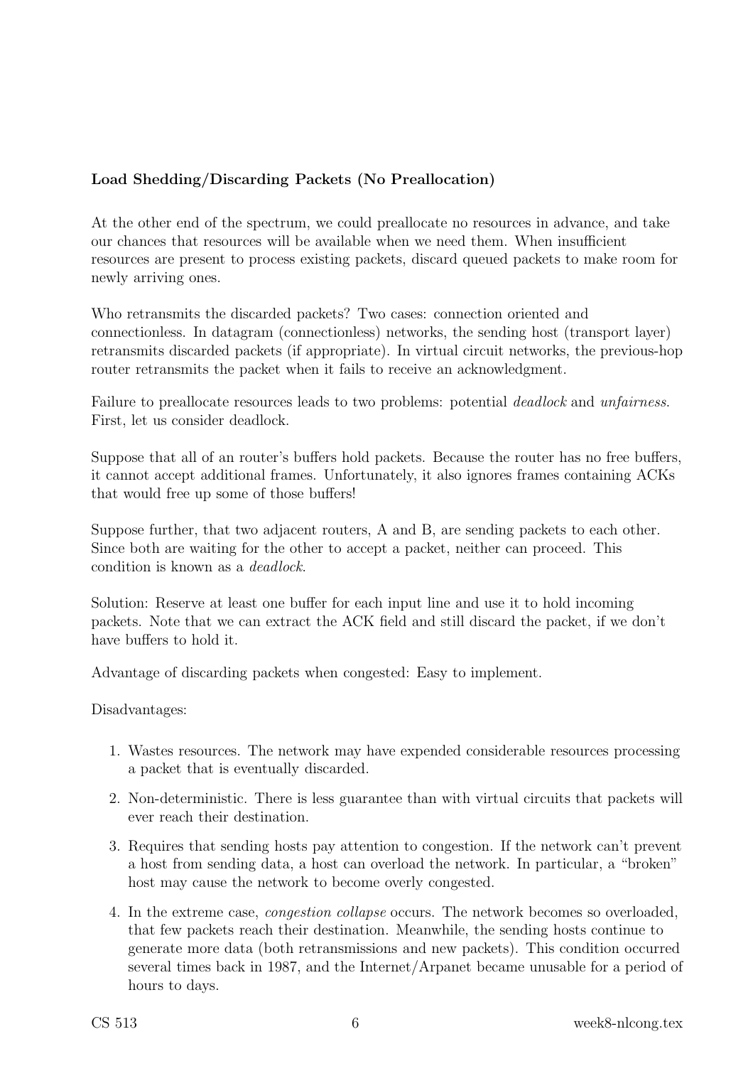**Load Shedding/Discarding Packets (No Preallocation)**

At the other end of the spectrum, we could preallocate no resources in advance, and take our chances that resources will be available when we need them. When insufficient resources are present to process existing packets, discard queued packets to make room for newly arriving ones.

Who retransmits the discarded packets? Two cases: connection oriented and connectionless. In datagram (connectionless) networks, the sending host (transport layer) retransmits discarded packets (if appropriate). In virtual circuit networks, the previous-hop router retransmits the packet when it fails to receive an acknowledgment.

Failure to preallocate resources leads to two problems: potential *deadlock* and *unfairness*. First, let us consider deadlock.

Suppose that all of an router's buffers hold packets. Because the router has no free buffers, it cannot accept additional frames. Unfortunately, it also ignores frames containing ACKs that would free up some of those buffers!

Suppose further, that two adjacent routers, A and B, are sending packets to each other. Since both are waiting for the other to accept a packet, neither can proceed. This condition is known as a *deadlock*.

Solution: Reserve at least one buffer for each input line and use it to hold incoming packets. Note that we can extract the ACK field and still discard the packet, if we don't have buffers to hold it.

Advantage of discarding packets when congested: Easy to implement.

Disadvantages:

1. Wastes resources. The network may have expended considerable resources processing a packet that is eventually discarded.
2. Non-deterministic. There is less guarantee than with virtual circuits that packets will ever reach their destination.
3. Requires that sending hosts pay attention to congestion. If the network can't prevent a host from sending data, a host can overload the network. In particular, a "broken" host may cause the network to become overly congested.
4. In the extreme case, *congestion collapse* occurs. The network becomes so overloaded, that few packets reach their destination. Meanwhile, the sending hosts continue to generate more data (both retransmissions and new packets). This condition occurred several times back in 1987, and the Internet/Arpanet became unusable for a period of hours to days.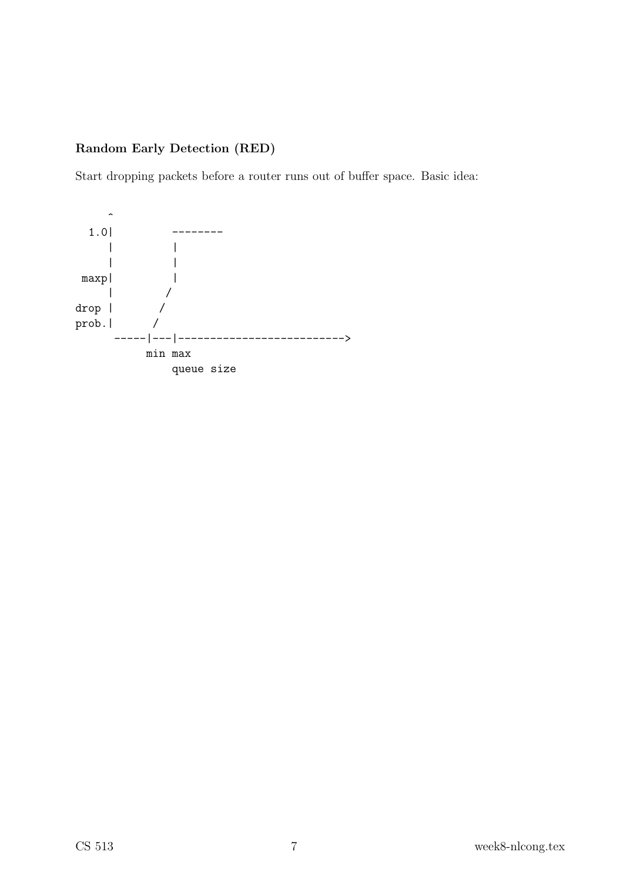**Random Early Detection (RED)**

Start dropping packets before a router runs out of buffer space. Basic idea:

```
     ^
  1.0|          --------
     |          |
     |          |
 maxp|          |
     |         /
drop |        /
prob.|       /
      -----|---|------------------------->
          min max
              queue size
```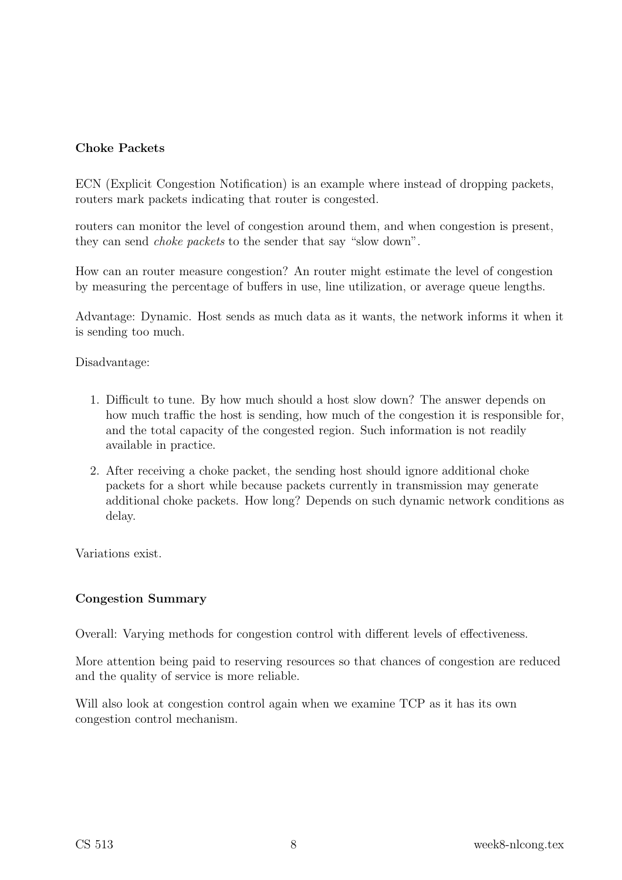### Choke Packets

ECN (Explicit Congestion Notification) is an example where instead of dropping packets, routers mark packets indicating that router is congested.

routers can monitor the level of congestion around them, and when congestion is present, they can send *choke packets* to the sender that say "slow down".

How can an router measure congestion? An router might estimate the level of congestion by measuring the percentage of buffers in use, line utilization, or average queue lengths.

Advantage: Dynamic. Host sends as much data as it wants, the network informs it when it is sending too much.

Disadvantage:

1. Difficult to tune. By how much should a host slow down? The answer depends on how much traffic the host is sending, how much of the congestion it is responsible for, and the total capacity of the congested region. Such information is not readily available in practice.
2. After receiving a choke packet, the sending host should ignore additional choke packets for a short while because packets currently in transmission may generate additional choke packets. How long? Depends on such dynamic network conditions as delay.

Variations exist.

### Congestion Summary

Overall: Varying methods for congestion control with different levels of effectiveness.

More attention being paid to reserving resources so that chances of congestion are reduced and the quality of service is more reliable.

Will also look at congestion control again when we examine TCP as it has its own congestion control mechanism.